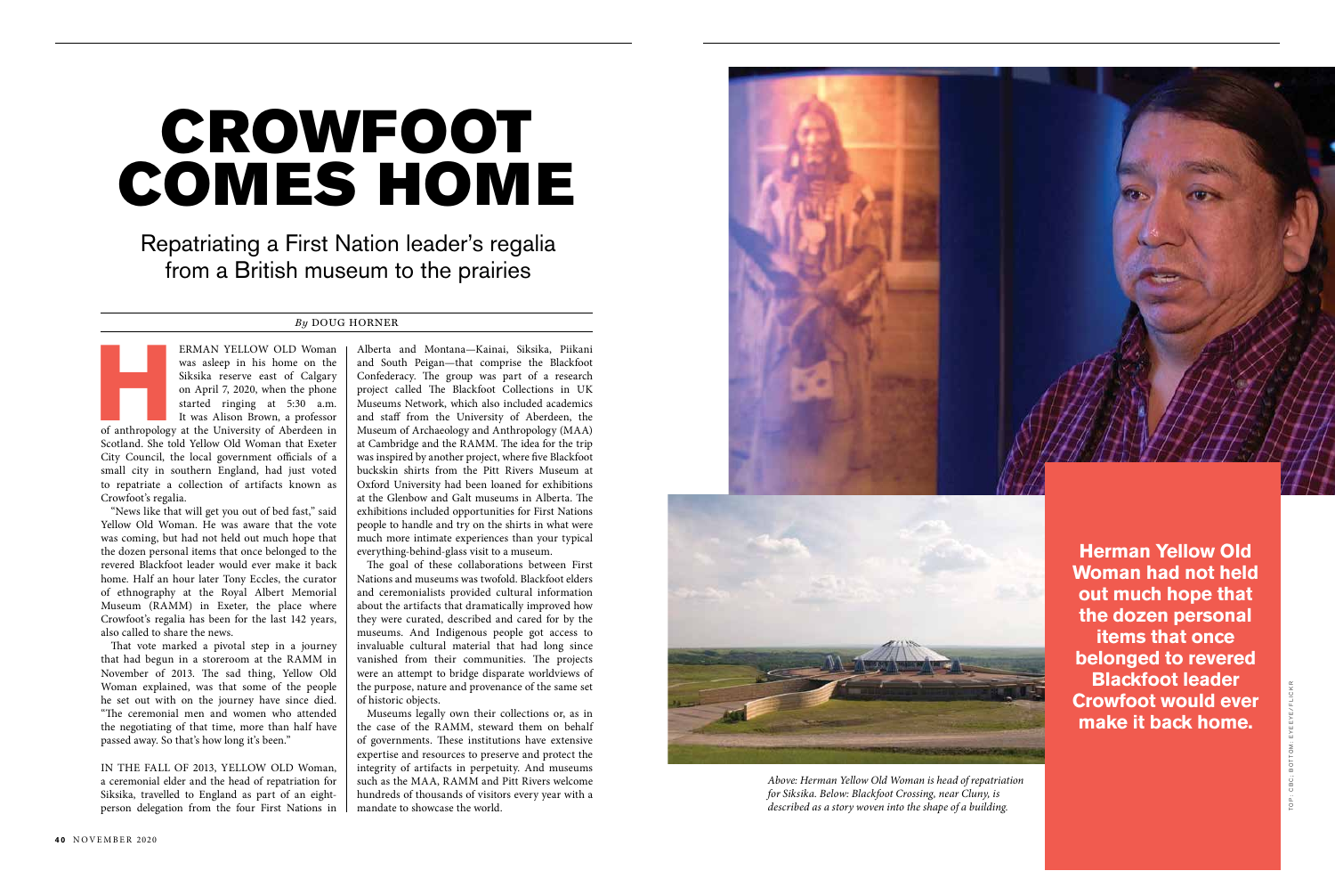# CROWFOOT COMES HOME

## Repatriating a First Nation leader's regalia from a British museum to the prairies

*By* DOUG HORNER

HERMAN YELLOW OLD Woman was asleep in his home on the Siksika reserve east of Calgary on April 7, 2020, when the phone started ringing at 5:30 a.m. It was Alison Brown, a professor of anthropology at the University of Aberdeen in Scotland. She told Yellow Old Woman that Exeter City Council, the local government officials of a small city in southern England, had just voted to repatriate a collection of artifacts known as Crowfoot's regalia.

"News like that will get you out of bed fast," said Yellow Old Woman. He was aware that the vote was coming, but had not held out much hope that the dozen personal items that once belonged to the revered Blackfoot leader would ever make it back home. Half an hour later Tony Eccles, the curator of ethnography at the Royal Albert Memorial Museum (RAMM) in Exeter, the place where Crowfoot's regalia has been for the last 142 years, also called to share the news.

That vote marked a pivotal step in a journey that had begun in a storeroom at the RAMM in November of 2013. The sad thing, Yellow Old Woman explained, was that some of the people he set out with on the journey have since died. "The ceremonial men and women who attended the negotiating of that time, more than half have passed away. So that's how long it's been."

IN THE FALL OF 2013, YELLOW OLD Woman, a ceremonial elder and the head of repatriation for Siksika, travelled to England as part of an eight-person delegation from the four First Nations in Alberta and Montana—Kainai, Siksika, Piikani and South Peigan—that comprise the Blackfoot Confederacy. The group was part of a research project called The Blackfoot Collections in UK Museums Network, which also included academics and staff from the University of Aberdeen, the Museum of Archaeology and Anthropology (MAA) at Cambridge and the RAMM. The idea for the trip was inspired by another project, where five Blackfoot buckskin shirts from the Pitt Rivers Museum at Oxford University had been loaned for exhibitions at the Glenbow and Galt museums in Alberta. The exhibitions included opportunities for First Nations people to handle and try on the shirts in what were much more intimate experiences than your typical everything-behind-glass visit to a museum.

The goal of these collaborations between First Nations and museums was twofold. Blackfoot elders and ceremonialists provided cultural information about the artifacts that dramatically improved how they were curated, described and cared for by the museums. And Indigenous people got access to invaluable cultural material that had long since vanished from their communities. The projects were an attempt to bridge disparate worldviews of the purpose, nature and provenance of the same set of historic objects.

Museums legally own their collections or, as in the case of the RAMM, steward them on behalf of governments. These institutions have extensive expertise and resources to preserve and protect the integrity of artifacts in perpetuity. And museums such as the MAA, RAMM and Pitt Rivers welcome hundreds of thousands of visitors every year with a mandate to showcase the world.

**Herman Yellow Old Woman had not held out much hope that the dozen personal items that once belonged to revered Blackfoot leader Crowfoot would ever make it back home.**

*Above: Herman Yellow Old Woman is head of repatriation for Siksika. Below: Blackfoot Crossing, near Cluny, is described as a story woven into the shape of a building.*

TOP: CBC; BOTTOM: EYEEYE/FLICKR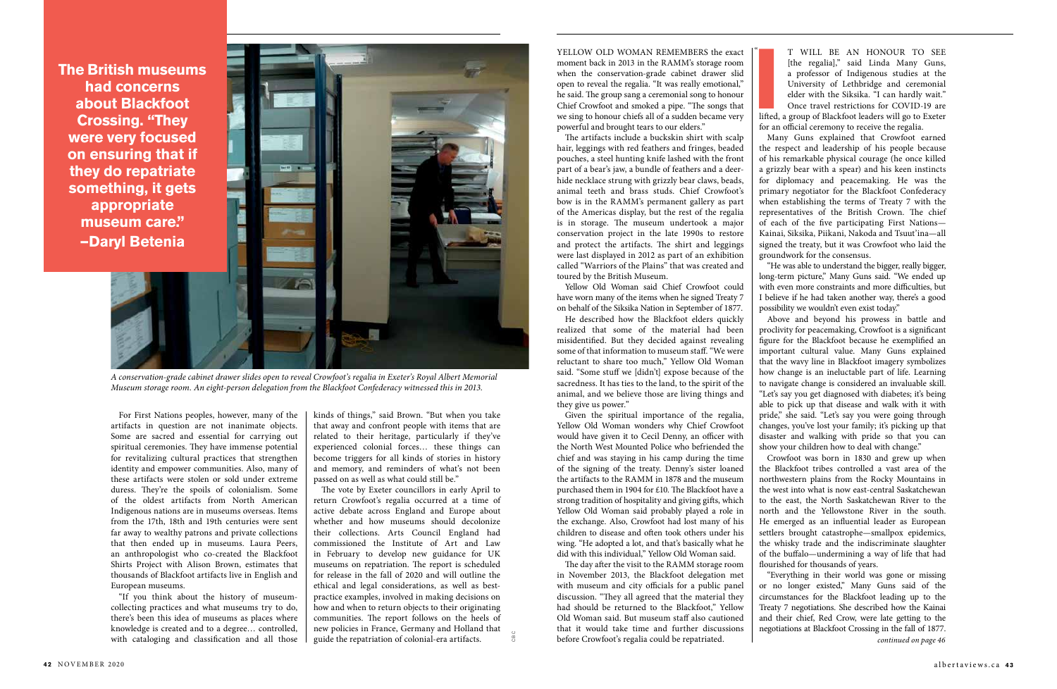**The British museums had concerns about Blackfoot Crossing. "They were very focused on ensuring that if they do repatriate something, it gets appropriate museum care." –Daryl Betenia**

*A conservation-grade cabinet drawer slides open to reveal Crowfoot's regalia in Exeter's Royal Albert Memorial Museum storage room. An eight-person delegation from the Blackfoot Confederacy witnessed this in 2013.*

For First Nations peoples, however, many of the artifacts in question are not inanimate objects. Some are sacred and essential for carrying out spiritual ceremonies. They have immense potential for revitalizing cultural practices that strengthen identity and empower communities. Also, many of these artifacts were stolen or sold under extreme duress. They're the spoils of colonialism. Some of the oldest artifacts from North American Indigenous nations are in museums overseas. Items from the 17th, 18th and 19th centuries were sent far away to wealthy patrons and private collections that then ended up in museums. Laura Peers, an anthropologist who co-created the Blackfoot Shirts Project with Alison Brown, estimates that thousands of Blackfoot artifacts live in English and European museums.

"If you think about the history of museum-collecting practices and what museums try to do, there's been this idea of museums as places where knowledge is created and to a degree… controlled, with cataloging and classification and all those kinds of things," said Brown. "But when you take that away and confront people with items that are related to their heritage, particularly if they've experienced colonial forces… these things can become triggers for all kinds of stories in history and memory, and reminders of what's not been passed on as well as what could still be."

The vote by Exeter councillors in early April to return Crowfoot's regalia occurred at a time of active debate across England and Europe about whether and how museums should decolonize their collections. Arts Council England had commissioned the Institute of Art and Law in February to develop new guidance for UK museums on repatriation. The report is scheduled for release in the fall of 2020 and will outline the ethical and legal considerations, as well as best-practice examples, involved in making decisions on how and when to return objects to their originating communities. The report follows on the heels of new policies in France, Germany and Holland that guide the repatriation of colonial-era artifacts.

YELLOW OLD WOMAN REMEMBERS the exact moment back in 2013 in the RAMM's storage room when the conservation-grade cabinet drawer slid open to reveal the regalia. "It was really emotional," he said. The group sang a ceremonial song to honour Chief Crowfoot and smoked a pipe. "The songs that we sing to honour chiefs all of a sudden became very powerful and brought tears to our elders."

The artifacts include a buckskin shirt with scalp hair, leggings with red feathers and fringes, beaded pouches, a steel hunting knife lashed with the front part of a bear's jaw, a bundle of feathers and a deer-hide necklace strung with grizzly bear claws, beads, animal teeth and brass studs. Chief Crowfoot's bow is in the RAMM's permanent gallery as part of the Americas display, but the rest of the regalia is in storage. The museum undertook a major conservation project in the late 1990s to restore and protect the artifacts. The shirt and leggings were last displayed in 2012 as part of an exhibition called "Warriors of the Plains" that was created and toured by the British Museum.

Yellow Old Woman said Chief Crowfoot could have worn many of the items when he signed Treaty 7 on behalf of the Siksika Nation in September of 1877.

He described how the Blackfoot elders quickly realized that some of the material had been misidentified. But they decided against revealing some of that information to museum staff. "We were reluctant to share too much," Yellow Old Woman said. "Some stuff we [didn't] expose because of the sacredness. It has ties to the land, to the spirit of the animal, and we believe those are living things and they give us power."

Given the spiritual importance of the regalia, Yellow Old Woman wonders why Chief Crowfoot would have given it to Cecil Denny, an officer with the North West Mounted Police who befriended the chief and was staying in his camp during the time of the signing of the treaty. Denny's sister loaned the artifacts to the RAMM in 1878 and the museum purchased them in 1904 for £10. The Blackfoot have a strong tradition of hospitality and giving gifts, which Yellow Old Woman said probably played a role in the exchange. Also, Crowfoot had lost many of his children to disease and often took others under his wing. "He adopted a lot, and that's basically what he did with this individual," Yellow Old Woman said.

The day after the visit to the RAMM storage room in November 2013, the Blackfoot delegation met with museum and city officials for a public panel discussion. "They all agreed that the material they had should be returned to the Blackfoot," Yellow Old Woman said. But museum staff also cautioned that it would take time and further discussions before Crowfoot's regalia could be repatriated.

"IT WILL BE AN HONOUR TO SEE [the regalia]," said Linda Many Guns, a professor of Indigenous studies at the University of Lethbridge and ceremonial elder with the Siksika. "I can hardly wait." Once travel restrictions for COVID-19 are lifted, a group of Blackfoot leaders will go to Exeter for an official ceremony to receive the regalia.

Many Guns explained that Crowfoot earned the respect and leadership of his people because of his remarkable physical courage (he once killed a grizzly bear with a spear) and his keen instincts for diplomacy and peacemaking. He was the primary negotiator for the Blackfoot Confederacy when establishing the terms of Treaty 7 with the representatives of the British Crown. The chief of each of the five participating First Nations—Kainai, Siksika, Piikani, Nakoda and Tsuut'ina—all signed the treaty, but it was Crowfoot who laid the groundwork for the consensus.

"He was able to understand the bigger, really bigger, long-term picture," Many Guns said. "We ended up with even more constraints and more difficulties, but I believe if he had taken another way, there's a good possibility we wouldn't even exist today."

Above and beyond his prowess in battle and proclivity for peacemaking, Crowfoot is a significant figure for the Blackfoot because he exemplified an important cultural value. Many Guns explained that the wavy line in Blackfoot imagery symbolizes how change is an ineluctable part of life. Learning to navigate change is considered an invaluable skill. "Let's say you get diagnosed with diabetes; it's being able to pick up that disease and walk with it with pride," she said. "Let's say you were going through changes, you've lost your family; it's picking up that disaster and walking with pride so that you can show your children how to deal with change."

Crowfoot was born in 1830 and grew up when the Blackfoot tribes controlled a vast area of the northwestern plains from the Rocky Mountains in the west into what is now east-central Saskatchewan to the east, the North Saskatchewan River to the north and the Yellowstone River in the south. He emerged as an influential leader as European settlers brought catastrophe—smallpox epidemics, the whisky trade and the indiscriminate slaughter of the buffalo—undermining a way of life that had flourished for thousands of years.

"Everything in their world was gone or missing or no longer existed," Many Guns said of the circumstances for the Blackfoot leading up to the Treaty 7 negotiations. She described how the Kainai and their chief, Red Crow, were late getting to the negotiations at Blackfoot Crossing in the fall of 1877.

*continued on page 46*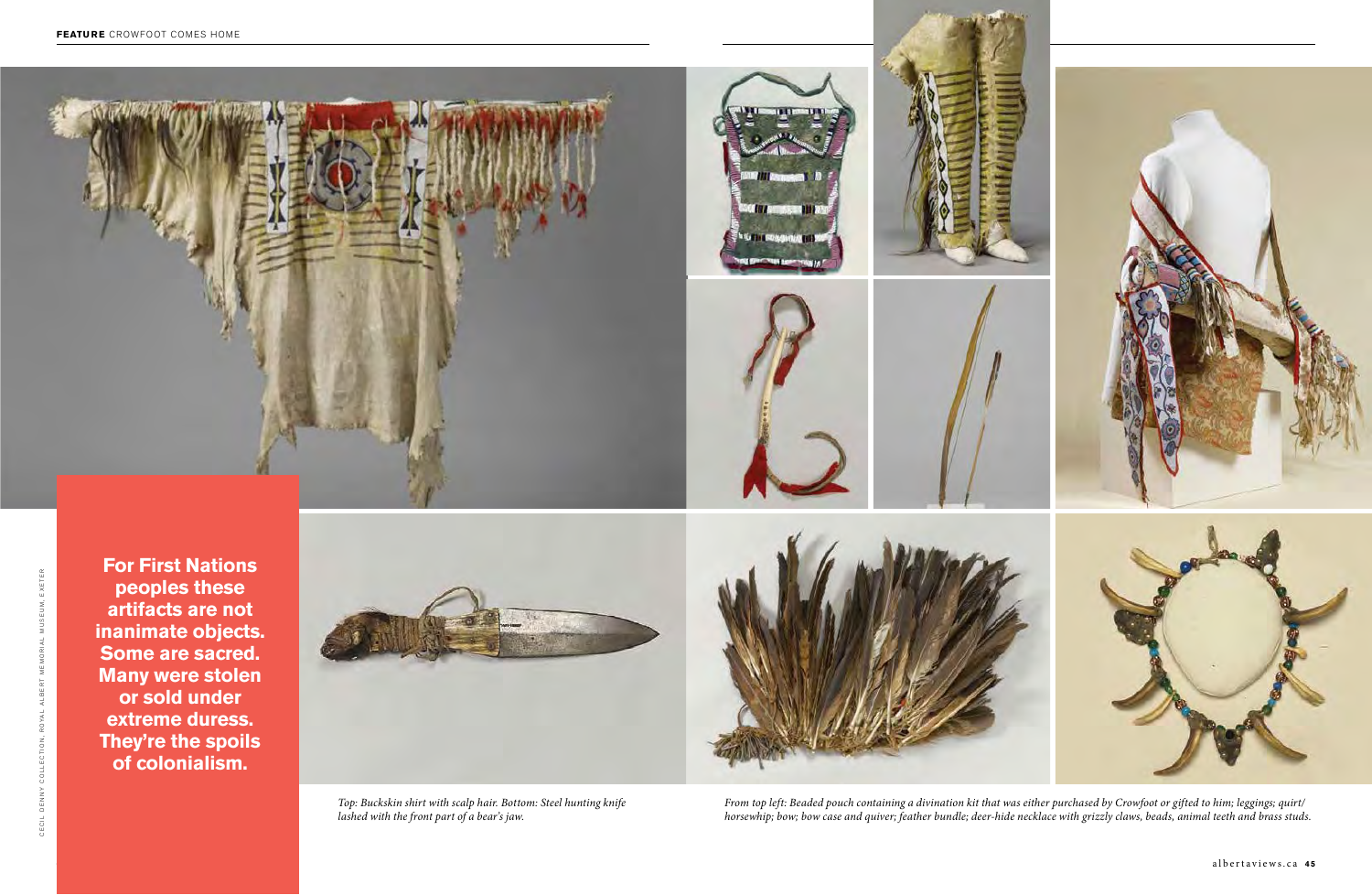**For First Nations peoples these artifacts are not inanimate objects. Some are sacred. Many were stolen or sold under extreme duress. They're the spoils of colonialism.**

CECIL DENNY COLLECTION, ROYAL ALBERT MEMORIAL MUSEUM, EXETER

*Top: Buckskin shirt with scalp hair. Bottom: Steel hunting knife lashed with the front part of a bear's jaw.*

*From top left: Beaded pouch containing a divination kit that was either purchased by Crowfoot or gifted to him; leggings; quirt/horsewhip; bow; bow case and quiver; feather bundle; deer-hide necklace with grizzly claws, beads, animal teeth and brass studs.*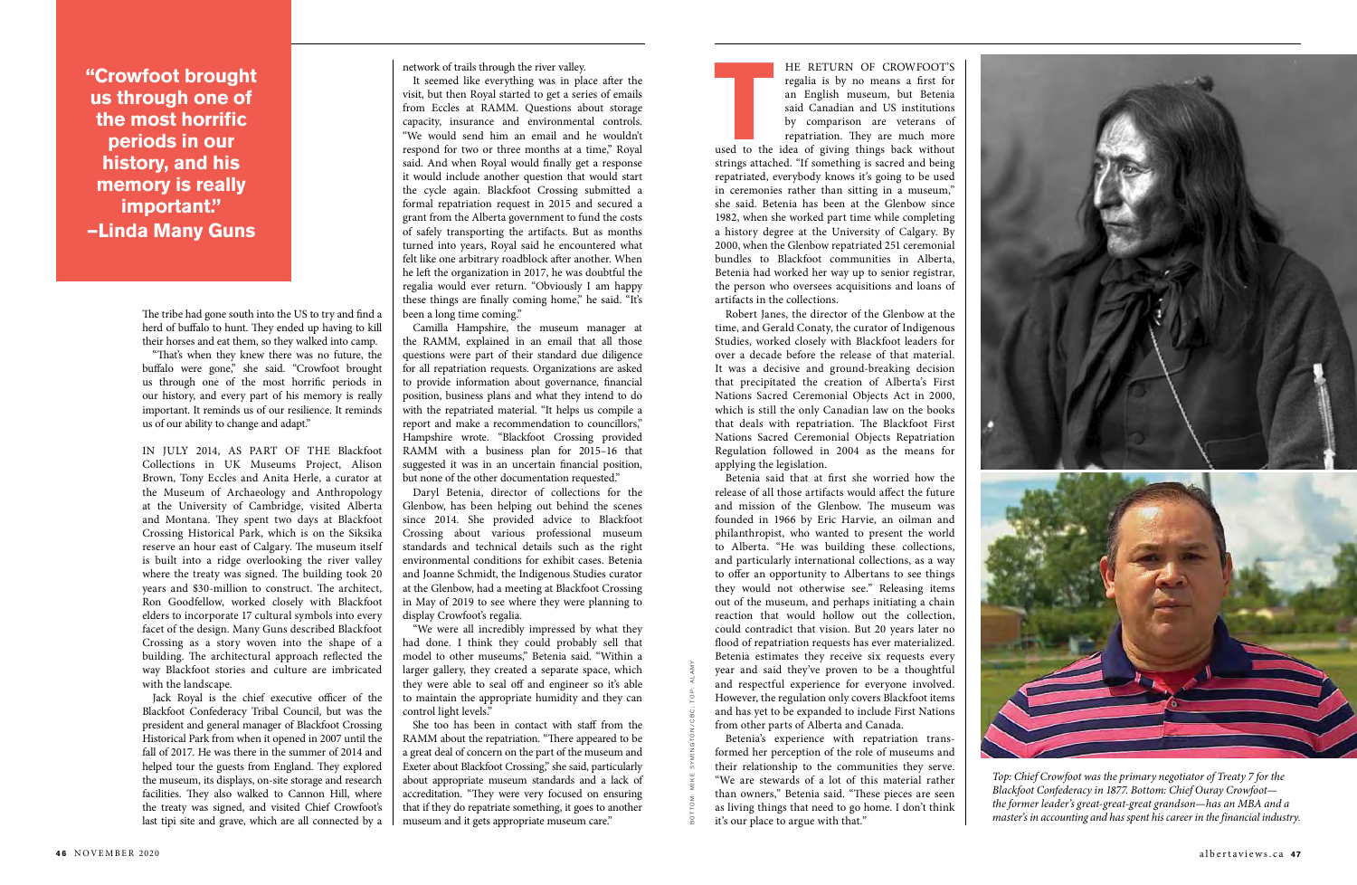> **"Crowfoot brought us through one of the most horrific periods in our history, and his memory is really important." –Linda Many Guns**

The tribe had gone south into the US to try and find a herd of buffalo to hunt. They ended up having to kill their horses and eat them, so they walked into camp.

"That's when they knew there was no future, the buffalo were gone," she said. "Crowfoot brought us through one of the most horrific periods in our history, and every part of his memory is really important. It reminds us of our resilience. It reminds us of our ability to change and adapt."

IN JULY 2014, AS PART OF THE Blackfoot Collections in UK Museums Project, Alison Brown, Tony Eccles and Anita Herle, a curator at the Museum of Archaeology and Anthropology at the University of Cambridge, visited Alberta and Montana. They spent two days at Blackfoot Crossing Historical Park, which is on the Siksika reserve an hour east of Calgary. The museum itself is built into a ridge overlooking the river valley where the treaty was signed. The building took 20 years and $30-million to construct. The architect, Ron Goodfellow, worked closely with Blackfoot elders to incorporate 17 cultural symbols into every facet of the design. Many Guns described Blackfoot Crossing as a story woven into the shape of a building. The architectural approach reflected the way Blackfoot stories and culture are imbricated with the landscape.

Jack Royal is the chief executive officer of the Blackfoot Confederacy Tribal Council, but was the president and general manager of Blackfoot Crossing Historical Park from when it opened in 2007 until the fall of 2017. He was there in the summer of 2014 and helped tour the guests from England. They explored the museum, its displays, on-site storage and research facilities. They also walked to Cannon Hill, where the treaty was signed, and visited Chief Crowfoot's last tipi site and grave, which are all connected by a network of trails through the river valley.

It seemed like everything was in place after the visit, but then Royal started to get a series of emails from Eccles at RAMM. Questions about storage capacity, insurance and environmental controls. "We would send him an email and he wouldn't respond for two or three months at a time," Royal said. And when Royal would finally get a response it would include another question that would start the cycle again. Blackfoot Crossing submitted a formal repatriation request in 2015 and secured a grant from the Alberta government to fund the costs of safely transporting the artifacts. But as months turned into years, Royal said he encountered what felt like one arbitrary roadblock after another. When he left the organization in 2017, he was doubtful the regalia would ever return. "Obviously I am happy these things are finally coming home," he said. "It's been a long time coming."

Camilla Hampshire, the museum manager at the RAMM, explained in an email that all those questions were part of their standard due diligence for all repatriation requests. Organizations are asked to provide information about governance, financial position, business plans and what they intend to do with the repatriated material. "It helps us compile a report and make a recommendation to councillors," Hampshire wrote. "Blackfoot Crossing provided RAMM with a business plan for 2015–16 that suggested it was in an uncertain financial position, but none of the other documentation requested."

Daryl Betenia, director of collections for the Glenbow, has been helping out behind the scenes since 2014. She provided advice to Blackfoot Crossing about various professional museum standards and technical details such as the right environmental conditions for exhibit cases. Betenia and Joanne Schmidt, the Indigenous Studies curator at the Glenbow, had a meeting at Blackfoot Crossing in May of 2019 to see where they were planning to display Crowfoot's regalia.

"We were all incredibly impressed by what they had done. I think they could probably sell that model to other museums," Betenia said. "Within a larger gallery, they created a separate space, which they were able to seal off and engineer so it's able to maintain the appropriate humidity and they can control light levels."

She too has been in contact with staff from the RAMM about the repatriation. "There appeared to be a great deal of concern on the part of the museum and Exeter about Blackfoot Crossing," she said, particularly about appropriate museum standards and a lack of accreditation. "They were very focused on ensuring that if they do repatriate something, it goes to another museum and it gets appropriate museum care."

THE RETURN OF CROWFOOT'S regalia is by no means a first for an English museum, but Betenia said Canadian and US institutions by comparison are veterans of repatriation. They are much more used to the idea of giving things back without strings attached. "If something is sacred and being repatriated, everybody knows it's going to be used in ceremonies rather than sitting in a museum," she said. Betenia has been at the Glenbow since 1982, when she worked part time while completing a history degree at the University of Calgary. By 2000, when the Glenbow repatriated 251 ceremonial bundles to Blackfoot communities in Alberta, Betenia had worked her way up to senior registrar, the person who oversees acquisitions and loans of artifacts in the collections.

Robert Janes, the director of the Glenbow at the time, and Gerald Conaty, the curator of Indigenous Studies, worked closely with Blackfoot leaders for over a decade before the release of that material. It was a decisive and ground-breaking decision that precipitated the creation of Alberta's First Nations Sacred Ceremonial Objects Act in 2000, which is still the only Canadian law on the books that deals with repatriation. The Blackfoot First Nations Sacred Ceremonial Objects Repatriation Regulation followed in 2004 as the means for applying the legislation.

Betenia said that at first she worried how the release of all those artifacts would affect the future and mission of the Glenbow. The museum was founded in 1966 by Eric Harvie, an oilman and philanthropist, who wanted to present the world to Alberta. "He was building these collections, and particularly international collections, as a way to offer an opportunity to Albertans to see things they would not otherwise see." Releasing items out of the museum, and perhaps initiating a chain reaction that would hollow out the collection, could contradict that vision. But 20 years later no flood of repatriation requests has ever materialized. Betenia estimates they receive six requests every year and said they've proven to be a thoughtful and respectful experience for everyone involved. However, the regulation only covers Blackfoot items and has yet to be expanded to include First Nations from other parts of Alberta and Canada.

Betenia's experience with repatriation transformed her perception of the role of museums and their relationship to the communities they serve. "We are stewards of a lot of this material rather than owners," Betenia said. "These pieces are seen as living things that need to go home. I don't think it's our place to argue with that."

BOTTOM: MIKE SYMINGTON/CBC; TOP: ALAMY

*Top: Chief Crowfoot was the primary negotiator of Treaty 7 for the Blackfoot Confederacy in 1877. Bottom: Chief Ouray Crowfoot—the former leader's great-great-great grandson—has an MBA and a master's in accounting and has spent his career in the financial industry.*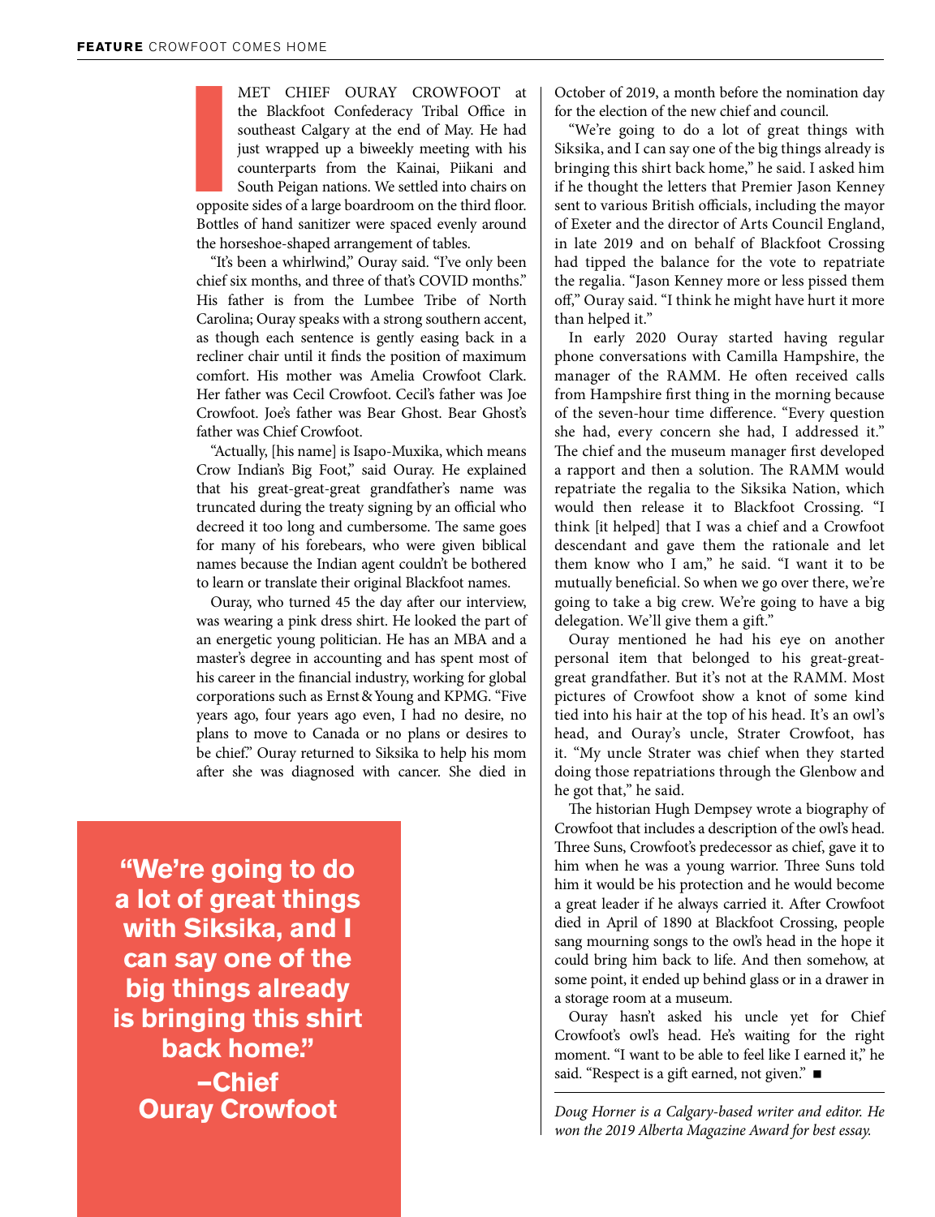I MET CHIEF OURAY CROWFOOT at the Blackfoot Confederacy Tribal Office in southeast Calgary at the end of May. He had just wrapped up a biweekly meeting with his counterparts from the Kainai, Piikani and South Peigan nations. We settled into chairs on opposite sides of a large boardroom on the third floor. Bottles of hand sanitizer were spaced evenly around the horseshoe-shaped arrangement of tables.

"It's been a whirlwind," Ouray said. "I've only been chief six months, and three of that's COVID months." His father is from the Lumbee Tribe of North Carolina; Ouray speaks with a strong southern accent, as though each sentence is gently easing back in a recliner chair until it finds the position of maximum comfort. His mother was Amelia Crowfoot Clark. Her father was Cecil Crowfoot. Cecil's father was Joe Crowfoot. Joe's father was Bear Ghost. Bear Ghost's father was Chief Crowfoot.

"Actually, [his name] is Isapo-Muxika, which means Crow Indian's Big Foot," said Ouray. He explained that his great-great-great grandfather's name was truncated during the treaty signing by an official who decreed it too long and cumbersome. The same goes for many of his forebears, who were given biblical names because the Indian agent couldn't be bothered to learn or translate their original Blackfoot names.

Ouray, who turned 45 the day after our interview, was wearing a pink dress shirt. He looked the part of an energetic young politician. He has an MBA and a master's degree in accounting and has spent most of his career in the financial industry, working for global corporations such as Ernst & Young and KPMG. "Five years ago, four years ago even, I had no desire, no plans to move to Canada or no plans or desires to be chief." Ouray returned to Siksika to help his mom after she was diagnosed with cancer. She died in October of 2019, a month before the nomination day for the election of the new chief and council.

"We're going to do a lot of great things with Siksika, and I can say one of the big things already is bringing this shirt back home," he said. I asked him if he thought the letters that Premier Jason Kenney sent to various British officials, including the mayor of Exeter and the director of Arts Council England, in late 2019 and on behalf of Blackfoot Crossing had tipped the balance for the vote to repatriate the regalia. "Jason Kenney more or less pissed them off," Ouray said. "I think he might have hurt it more than helped it."

In early 2020 Ouray started having regular phone conversations with Camilla Hampshire, the manager of the RAMM. He often received calls from Hampshire first thing in the morning because of the seven-hour time difference. "Every question she had, every concern she had, I addressed it." The chief and the museum manager first developed a rapport and then a solution. The RAMM would repatriate the regalia to the Siksika Nation, which would then release it to Blackfoot Crossing. "I think [it helped] that I was a chief and a Crowfoot descendant and gave them the rationale and let them know who I am," he said. "I want it to be mutually beneficial. So when we go over there, we're going to take a big crew. We're going to have a big delegation. We'll give them a gift."

Ouray mentioned he had his eye on another personal item that belonged to his great-great-great grandfather. But it's not at the RAMM. Most pictures of Crowfoot show a knot of some kind tied into his hair at the top of his head. It's an owl's head, and Ouray's uncle, Strater Crowfoot, has it. "My uncle Strater was chief when they started doing those repatriations through the Glenbow and he got that," he said.

The historian Hugh Dempsey wrote a biography of Crowfoot that includes a description of the owl's head. Three Suns, Crowfoot's predecessor as chief, gave it to him when he was a young warrior. Three Suns told him it would be his protection and he would become a great leader if he always carried it. After Crowfoot died in April of 1890 at Blackfoot Crossing, people sang mourning songs to the owl's head in the hope it could bring him back to life. And then somehow, at some point, it ended up behind glass or in a drawer in a storage room at a museum.

Ouray hasn't asked his uncle yet for Chief Crowfoot's owl's head. He's waiting for the right moment. "I want to be able to feel like I earned it," he said. "Respect is a gift earned, not given." ■

**"We're going to do a lot of great things with Siksika, and I can say one of the big things already is bringing this shirt back home." –Chief Ouray Crowfoot**

---

*Doug Horner is a Calgary-based writer and editor. He won the 2019 Alberta Magazine Award for best essay.*